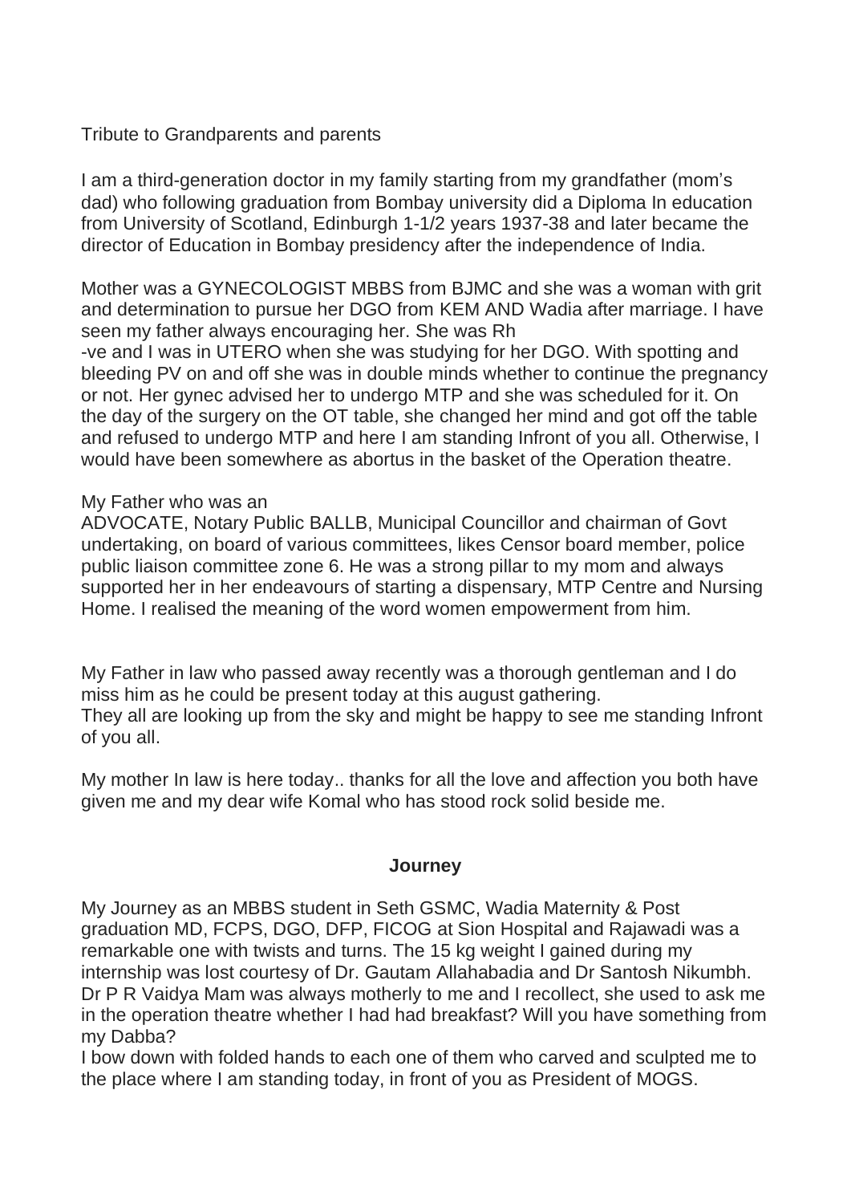Tribute to Grandparents and parents

I am a third-generation doctor in my family starting from my grandfather (mom's dad) who following graduation from Bombay university did a Diploma In education from University of Scotland, Edinburgh 1-1/2 years 1937-38 and later became the director of Education in Bombay presidency after the independence of India.

Mother was a GYNECOLOGIST MBBS from BJMC and she was a woman with grit and determination to pursue her DGO from KEM AND Wadia after marriage. I have seen my father always encouraging her. She was Rh -ve and I was in UTERO when she was studying for her DGO. With spotting and bleeding PV on and off she was in double minds whether to continue the pregnancy or not. Her gynec advised her to undergo MTP and she was scheduled for it. On the day of the surgery on the OT table, she changed her mind and got off the table and refused to undergo MTP and here I am standing Infront of you all. Otherwise, I would have been somewhere as abortus in the basket of the Operation theatre.

My Father who was an ADVOCATE, Notary Public BALLB, Municipal Councillor and chairman of Govt undertaking, on board of various committees, likes Censor board member, police public liaison committee zone 6. He was a strong pillar to my mom and always supported her in her endeavours of starting a dispensary, MTP Centre and Nursing Home. I realised the meaning of the word women empowerment from him.

My Father in law who passed away recently was a thorough gentleman and I do miss him as he could be present today at this august gathering.
They all are looking up from the sky and might be happy to see me standing Infront of you all.

My mother In law is here today.. thanks for all the love and affection you both have given me and my dear wife Komal who has stood rock solid beside me.

## Journey

My Journey as an MBBS student in Seth GSMC, Wadia Maternity & Post graduation MD, FCPS, DGO, DFP, FICOG at Sion Hospital and Rajawadi was a remarkable one with twists and turns. The 15 kg weight I gained during my internship was lost courtesy of Dr. Gautam Allahabadia and Dr Santosh Nikumbh. Dr P R Vaidya Mam was always motherly to me and I recollect, she used to ask me in the operation theatre whether I had had breakfast? Will you have something from my Dabba?
I bow down with folded hands to each one of them who carved and sculpted me to the place where I am standing today, in front of you as President of MOGS.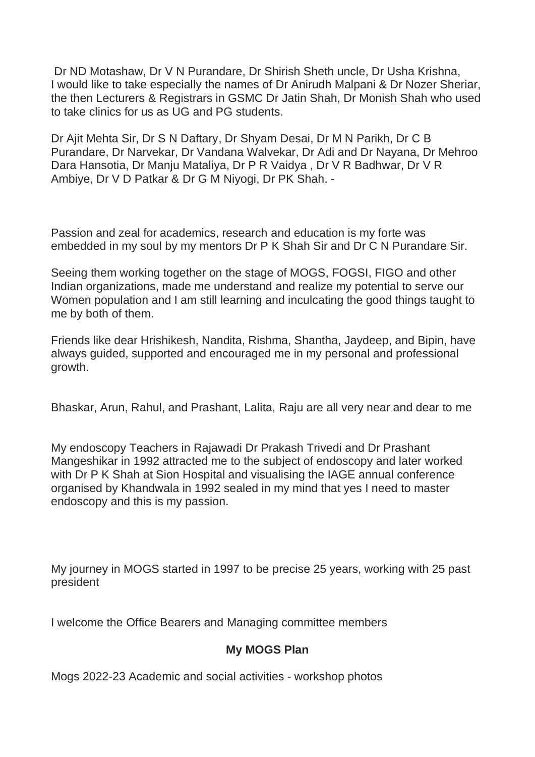Dr ND Motashaw, Dr V N Purandare, Dr Shirish Sheth uncle, Dr Usha Krishna, I would like to take especially the names of Dr Anirudh Malpani & Dr Nozer Sheriar, the then Lecturers & Registrars in GSMC Dr Jatin Shah, Dr Monish Shah who used to take clinics for us as UG and PG students.

Dr Ajit Mehta Sir, Dr S N Daftary, Dr Shyam Desai, Dr M N Parikh, Dr C B Purandare, Dr Narvekar, Dr Vandana Walvekar, Dr Adi and Dr Nayana, Dr Mehroo Dara Hansotia, Dr Manju Mataliya, Dr P R Vaidya , Dr V R Badhwar, Dr V R Ambiye, Dr V D Patkar & Dr G M Niyogi, Dr PK Shah. -

Passion and zeal for academics, research and education is my forte was embedded in my soul by my mentors Dr P K Shah Sir and Dr C N Purandare Sir.

Seeing them working together on the stage of MOGS, FOGSI, FIGO and other Indian organizations, made me understand and realize my potential to serve our Women population and I am still learning and inculcating the good things taught to me by both of them.

Friends like dear Hrishikesh, Nandita, Rishma, Shantha, Jaydeep, and Bipin, have always guided, supported and encouraged me in my personal and professional growth.

Bhaskar, Arun, Rahul, and Prashant, Lalita, Raju are all very near and dear to me

My endoscopy Teachers in Rajawadi Dr Prakash Trivedi and Dr Prashant Mangeshikar in 1992 attracted me to the subject of endoscopy and later worked with Dr P K Shah at Sion Hospital and visualising the IAGE annual conference organised by Khandwala in 1992 sealed in my mind that yes I need to master endoscopy and this is my passion.

My journey in MOGS started in 1997 to be precise 25 years, working with 25 past president

I welcome the Office Bearers and Managing committee members

**My MOGS Plan**

Mogs 2022-23 Academic and social activities - workshop photos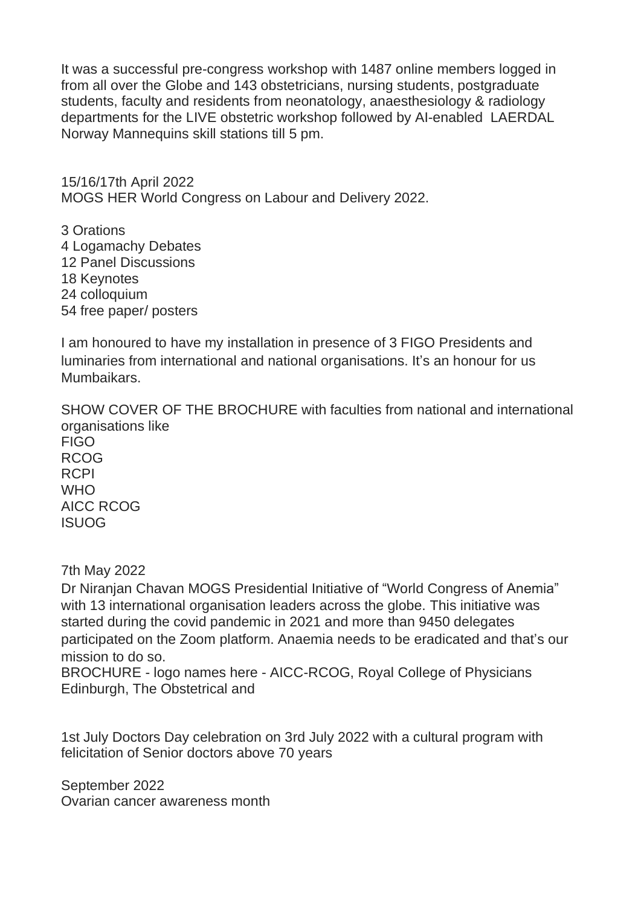It was a successful pre-congress workshop with 1487 online members logged in from all over the Globe and 143 obstetricians, nursing students, postgraduate students, faculty and residents from neonatology, anaesthesiology & radiology departments for the LIVE obstetric workshop followed by AI-enabled LAERDAL Norway Mannequins skill stations till 5 pm.

15/16/17th April 2022
MOGS HER World Congress on Labour and Delivery 2022.

3 Orations
4 Logamachy Debates
12 Panel Discussions
18 Keynotes
24 colloquium
54 free paper/ posters

I am honoured to have my installation in presence of 3 FIGO Presidents and luminaries from international and national organisations. It's an honour for us Mumbaikars.

SHOW COVER OF THE BROCHURE with faculties from national and international organisations like
FIGO
RCOG
RCPI
WHO
AICC RCOG
ISUOG

7th May 2022
Dr Niranjan Chavan MOGS Presidential Initiative of "World Congress of Anemia" with 13 international organisation leaders across the globe. This initiative was started during the covid pandemic in 2021 and more than 9450 delegates participated on the Zoom platform. Anaemia needs to be eradicated and that's our mission to do so.
BROCHURE - logo names here - AICC-RCOG, Royal College of Physicians Edinburgh, The Obstetrical and

1st July Doctors Day celebration on 3rd July 2022 with a cultural program with felicitation of Senior doctors above 70 years

September 2022
Ovarian cancer awareness month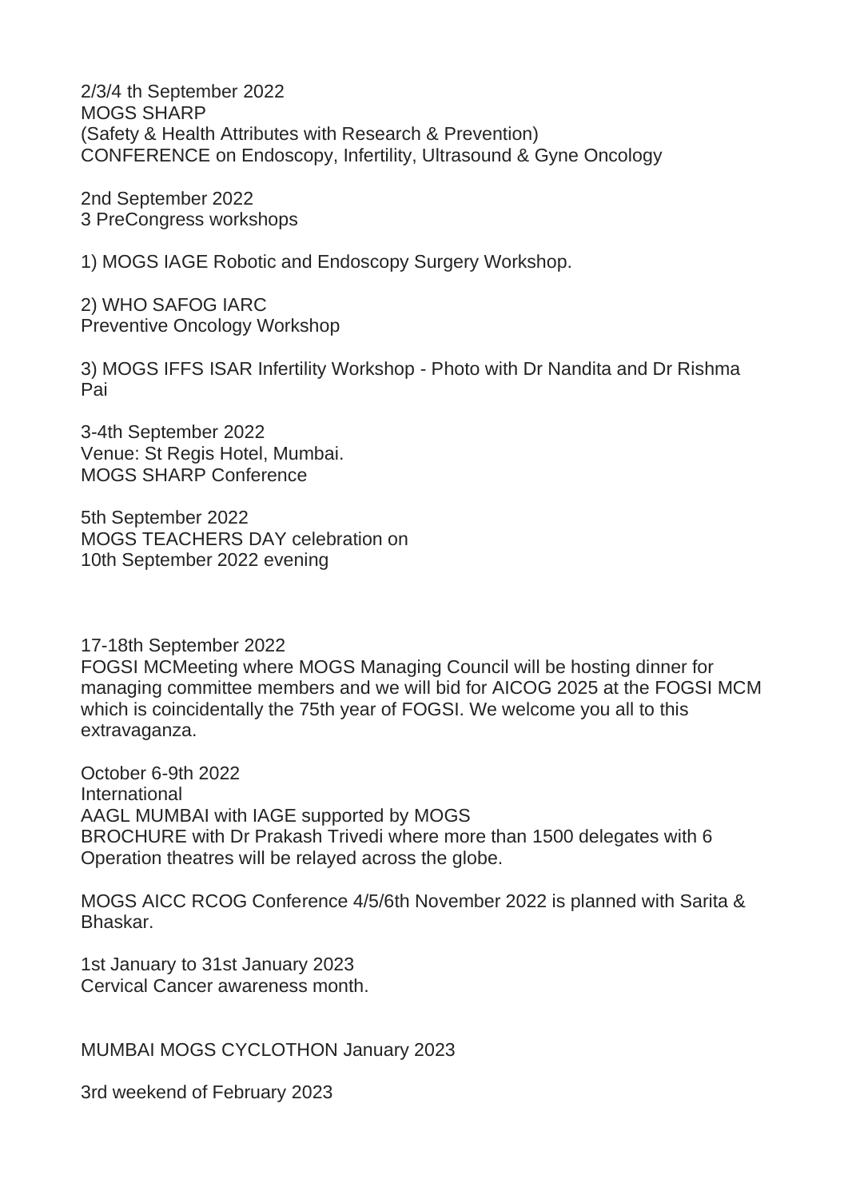2/3/4 th September 2022
MOGS SHARP
(Safety & Health Attributes with Research & Prevention)
CONFERENCE on Endoscopy, Infertility, Ultrasound & Gyne Oncology

2nd September 2022
3 PreCongress workshops

1) MOGS IAGE Robotic and Endoscopy Surgery Workshop.

2) WHO SAFOG IARC
Preventive Oncology Workshop

3) MOGS IFFS ISAR Infertility Workshop - Photo with Dr Nandita and Dr Rishma Pai

3-4th September 2022
Venue: St Regis Hotel, Mumbai.
MOGS SHARP Conference

5th September 2022
MOGS TEACHERS DAY celebration on
10th September 2022 evening

17-18th September 2022
FOGSI MCMeeting where MOGS Managing Council will be hosting dinner for managing committee members and we will bid for AICOG 2025 at the FOGSI MCM which is coincidentally the 75th year of FOGSI. We welcome you all to this extravaganza.

October 6-9th 2022
International
AAGL MUMBAI with IAGE supported by MOGS
BROCHURE with Dr Prakash Trivedi where more than 1500 delegates with 6 Operation theatres will be relayed across the globe.

MOGS AICC RCOG Conference 4/5/6th November 2022 is planned with Sarita & Bhaskar.

1st January to 31st January 2023
Cervical Cancer awareness month.

MUMBAI MOGS CYCLOTHON January 2023

3rd weekend of February 2023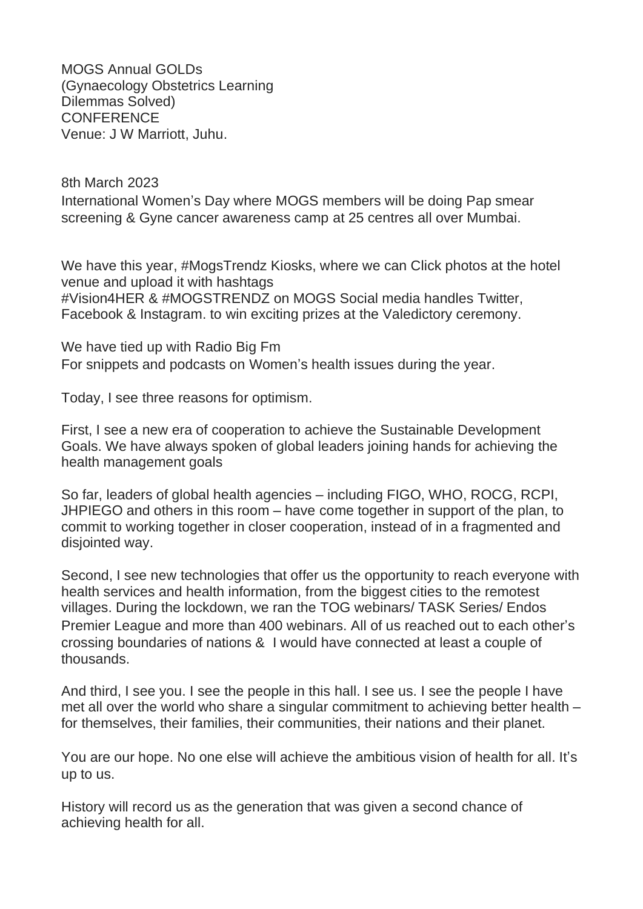MOGS Annual GOLDs
(Gynaecology Obstetrics Learning
Dilemmas Solved)
CONFERENCE
Venue: J W Marriott, Juhu.

8th March 2023
International Women's Day where MOGS members will be doing Pap smear screening & Gyne cancer awareness camp at 25 centres all over Mumbai.

We have this year, #MogsTrendz Kiosks, where we can Click photos at the hotel venue and upload it with hashtags
#Vision4HER & #MOGSTRENDZ on MOGS Social media handles Twitter, Facebook & Instagram. to win exciting prizes at the Valedictory ceremony.

We have tied up with Radio Big Fm
For snippets and podcasts on Women's health issues during the year.

Today, I see three reasons for optimism.

First, I see a new era of cooperation to achieve the Sustainable Development Goals. We have always spoken of global leaders joining hands for achieving the health management goals

So far, leaders of global health agencies – including FIGO, WHO, ROCG, RCPI, JHPIEGO and others in this room – have come together in support of the plan, to commit to working together in closer cooperation, instead of in a fragmented and disjointed way.

Second, I see new technologies that offer us the opportunity to reach everyone with health services and health information, from the biggest cities to the remotest villages. During the lockdown, we ran the TOG webinars/ TASK Series/ Endos Premier League and more than 400 webinars. All of us reached out to each other's crossing boundaries of nations & I would have connected at least a couple of thousands.

And third, I see you. I see the people in this hall. I see us. I see the people I have met all over the world who share a singular commitment to achieving better health – for themselves, their families, their communities, their nations and their planet.

You are our hope. No one else will achieve the ambitious vision of health for all. It's up to us.

History will record us as the generation that was given a second chance of achieving health for all.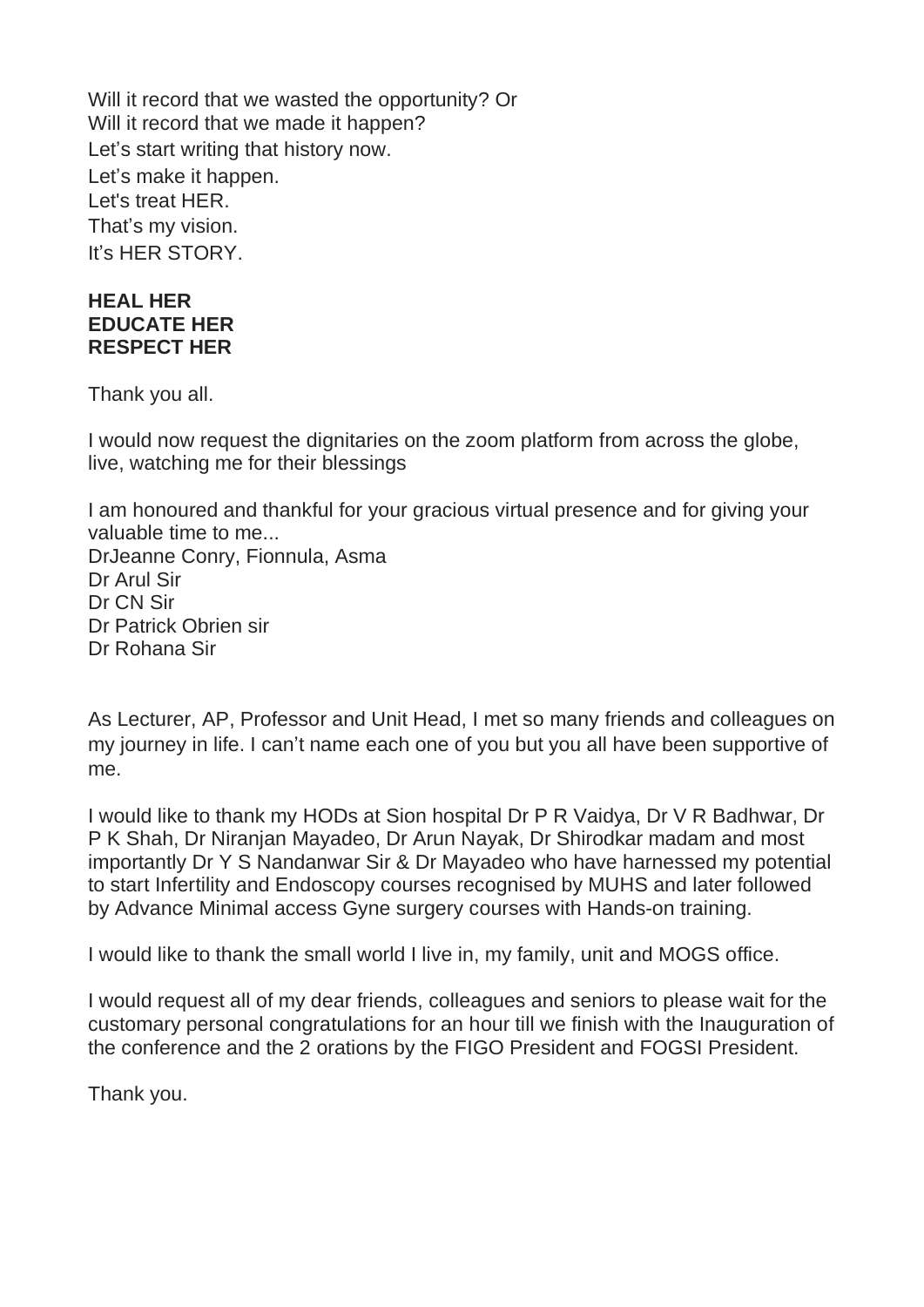Will it record that we wasted the opportunity? Or
Will it record that we made it happen?
Let's start writing that history now.
Let's make it happen.
Let's treat HER.
That's my vision.
It's HER STORY.

**HEAL HER**
**EDUCATE HER**
**RESPECT HER**

Thank you all.

I would now request the dignitaries on the zoom platform from across the globe, live, watching me for their blessings

I am honoured and thankful for your gracious virtual presence and for giving your valuable time to me...
DrJeanne Conry, Fionnula, Asma
Dr Arul Sir
Dr CN Sir
Dr Patrick Obrien sir
Dr Rohana Sir

As Lecturer, AP, Professor and Unit Head, I met so many friends and colleagues on my journey in life. I can't name each one of you but you all have been supportive of me.

I would like to thank my HODs at Sion hospital Dr P R Vaidya, Dr V R Badhwar, Dr P K Shah, Dr Niranjan Mayadeo, Dr Arun Nayak, Dr Shirodkar madam and most importantly Dr Y S Nandanwar Sir & Dr Mayadeo who have harnessed my potential to start Infertility and Endoscopy courses recognised by MUHS and later followed by Advance Minimal access Gyne surgery courses with Hands-on training.

I would like to thank the small world I live in, my family, unit and MOGS office.

I would request all of my dear friends, colleagues and seniors to please wait for the customary personal congratulations for an hour till we finish with the Inauguration of the conference and the 2 orations by the FIGO President and FOGSI President.

Thank you.